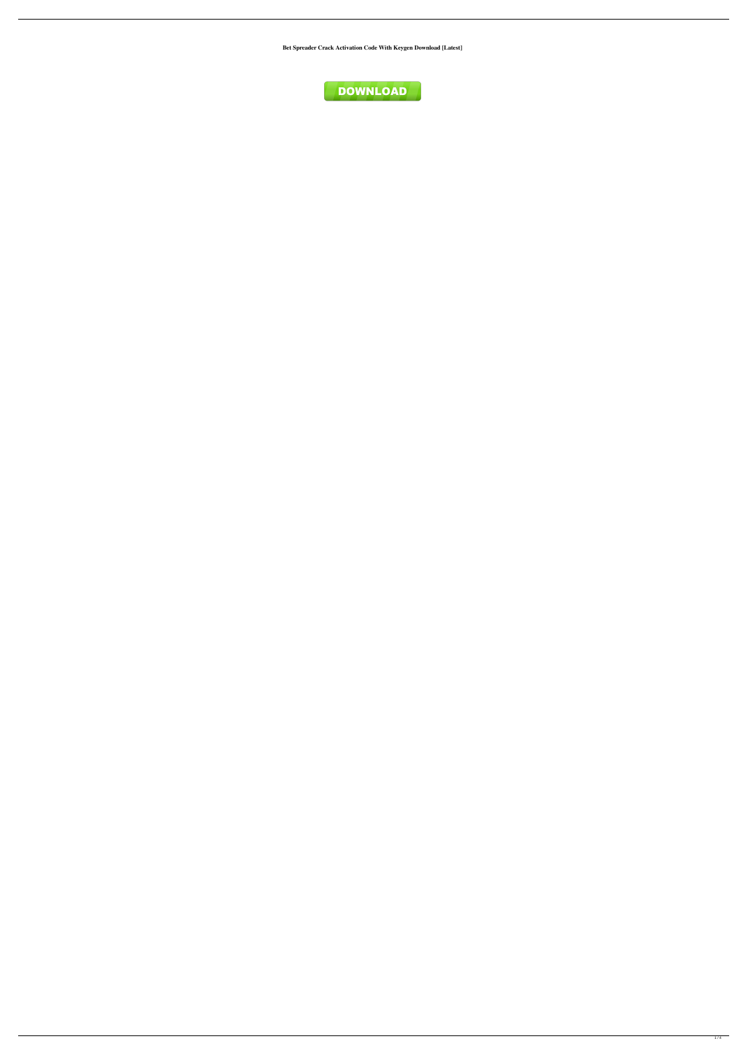**Bet Spreader Crack Activation Code With Keygen Download [Latest]**

DOWNLOAD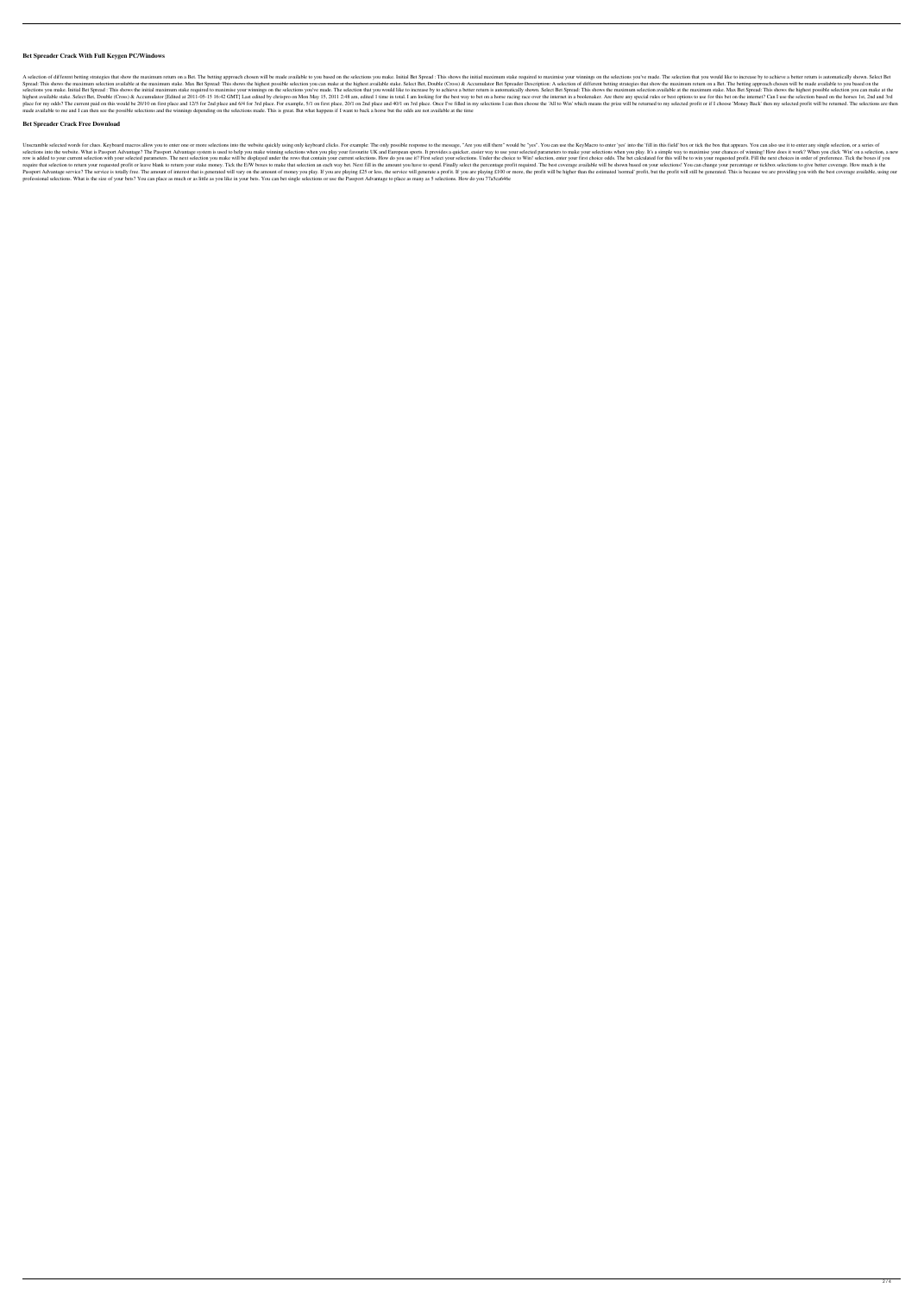## Bet Spreader Crack With Full Keygen PC/Windows

A selection of different betting strategies that show the maximum return on a Bet. The betting approach chosen will be made available to you based on the selections you make. Initial Bet Spread : This shows the initial maximum stake required to maximise your winnings on the selections you've made. The selection that you would like to increase by to achieve a better return is automatically shown. Select Bet Spread: This shows the maximum selection available at the maximum stake. Max Bet Spread: This shows the highest possible selection you can make at the highest available stake. Select Bet, Double (Cross) & Accumulator Bet Spreader Description: A selection of different betting strategies that show the maximum return on a Bet. The betting approach chosen will be made available to you based on the selections you make. Initial Bet Spread : This shows the initial maximum stake required to maximise your winnings on the selections you've made. The selection that you would like to increase by to achieve a better return is automatically shown. Select Bet Spread: This shows the maximum selection available at the maximum stake. Max Bet Spread: This shows the highest possible selection you can make at the highest available stake. Select Bet, Double (Cross) & Accumulator [Edited at 2011-05-15 16:42 GMT] Last edited by chrispro on Mon May 15, 2011 2:48 am, edited 1 time in total. I am looking for the best way to bet on a horse racing race over the internet in a bookmaker. Are there any special rules or best options to use for this bet on the internet? Can I use the selection based on the horses 1st, 2nd and 3rd place for my odds? The current paid on this would be 20/10 on first place and 12/5 for 2nd place and 6/4 for 3rd place. For example, 5/1 on first place, 20/1 on 2nd place and 40/1 on 3rd place. Once I've filled in my selections I can then choose the 'All to Win' which means the prize will be returned to my selected profit or if I choose 'Money Back' then my selected profit will be returned. The selections are then made available to me and I can then see the possible selections and the winnings depending on the selections made. This is great. But what happens if I want to back a horse but the odds are not available at the time

## Bet Spreader Crack Free Download

Unscramble selected words for clues. Keyboard macros allow you to enter one or more selections into the website quickly using only keyboard clicks. For example: The only possible response to the message, "Are you still there" would be "yes". You can use the KeyMacro to enter 'yes' into the 'fill in this field' box or tick the box that appears. You can also use it to enter any single selection, or a series of selections into the website. What is Passport Advantage? The Passport Advantage system is used to help you make winning selections when you play your favourite UK and European sports. It provides a quicker, easier way to use your selected parameters to make your selections when you play. It's a simple way to maximise your chances of winning! How does it work? When you click 'Win' on a selection, a new row is added to your current selection with your selected parameters. The next selection you make will be displayed under the rows that contain your current selections. How do you use it? First select your selections. Under the choice to Win! selection, enter your first choice odds. The bet calculated for this will be to win your requested profit. Fill the next choices in order of preference. Tick the boxes if you require that selection to return your requested profit or leave blank to return your stake money. Tick the E/W boxes to make that selection an each way bet. Next fill in the amount you have to spend. Finally select the percentage profit required. The best coverage available will be shown based on your selections! You can change your percentage or tickbox selections to give better coverage. How much is the Passport Advantage service? The service is totally free. The amount of interest that is generated will vary on the amount of money you play. If you are playing £25 or less, the service will generate a profit. If you are playing £100 or more, the profit will be higher than the estimated 'normal' profit, but the profit will still be generated. This is because we are providing you with the best coverage available, using our professional selections. What is the size of your bets? You can place as much or as little as you like in your bets. You can bet single selections or use the Passport Advantage to place as many as 5 selections. How do you 77a5ca646e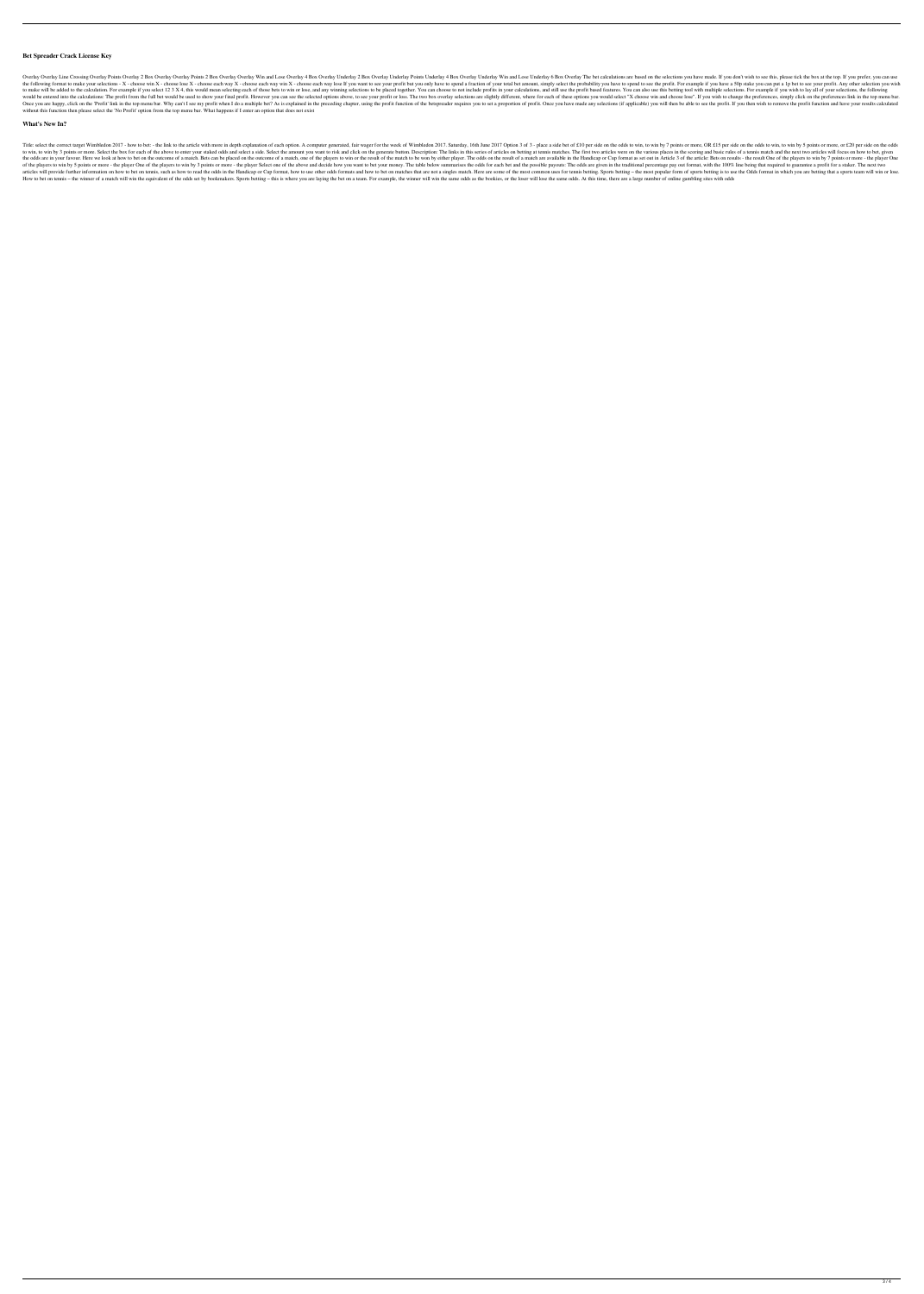## Bet Spreader Crack License Key

Overlay Overlay Line Crossing Overlay Points Overlay 2 Box Overlay Overlay Points 2 Box Overlay Overlay Win and Lose Overlay 4 Box Overlay Underlay 2 Box Overlay Underlay Points Underlay 4 Box Overlay Underlay Win and Lose Underlay 6 Box Overlay The bet calculations are based on the selections you have made. If you don't wish to see this, please tick the box at the top. If you prefer, you can use the following format to make your selections: - X - choose win X - choose lose X - choose each way X - choose each way win X - choose each way lose If you want to see your profit but you only have to spend a fraction of your total bet amount, simply select the probability you have to spend to see the profit. For example if you have a 50p stake you can put a 1p bet to see your profit. Any other selection you wish to make will be added to the calculation. For example if you select 12 3 X 4, this would mean selecting each of those bets to win or lose, and any winning selections to be placed together. You can choose to not include profits in your calculations, and still use the profit based features. You can also use this betting tool with multiple selections. For example if you wish to lay all of your selections, the following would be entered into the calculations: The profit from the full bet would be used to show your final profit. However you can see the selected options above, to see your profit or loss. The two box overlay selections are slightly different, where for each of these options you would select "X choose win and choose lose". If you wish to change the preferences, simply click on the preferences link in the top menu bar. Once you are happy, click on the 'Profit' link in the top menu bar. Why can't I see my profit when I do a multiple bet? As is explained in the preceding chapter, using the profit function of the betspreader requires you to set a proportion of profit. Once you have made any selections (if applicable) you will then be able to see the profit. If you then wish to remove the profit function and have your results calculated without this function then please select the 'No Profit' option from the top menu bar. What happens if I enter an option that does not exist

## What's New In?

Title: select the correct target Wimbledon 2017 - how to bet: - the link to the article with more in depth explanation of each option. A computer generated, fair wager for the week of Wimbledon 2017. Saturday, 16th June 2017 Option 3 of 3 - place a side bet of £10 per side on the odds to win, to win by 7 points or more, OR £15 per side on the odds to win, to win by 5 points or more, or £20 per side on the odds to win, to win by 3 points or more. Select the box for each of the above to enter your staked odds and select a side. Select the amount you want to risk and click on the generate button. Description: The links in this series of articles on betting at tennis matches. The first two articles were on the various places in the scoring and basic rules of a tennis match and the next two articles will focus on how to bet, given the odds are in your favour. Here we look at how to bet on the outcome of a match. Bets can be placed on the outcome of a match. one of the players to win or the result of the match to be won by either player. The odds on the result of a match are available in the Handicap or Cup format as set out in Article 3 of the article: Bets on results - the result One of the players to win by 7 points or more - the player One of the players to win by 5 points or more - the player One of the players to win by 3 points or more - the player Select one of the above and decide how you want to bet your money. The table below summarises the odds for each bet and the possible payouts: The odds are given in the traditional percentage pay out format, with the 100% line being that required to guarantee a profit for a staker. The next two articles will provide further information on how to bet on tennis, such as how to read the odds in the Handicap or Cup format, how to use other odds formats and how to bet on matches that are not a singles match. Here are some of the most common uses for tennis betting. Sports betting – the most popular form of sports betting is to use the Odds format in which you are betting that a sports team will win or lose. How to bet on tennis – the winner of a match will win the equivalent of the odds set by bookmakers. Sports betting – this is where you are laying the bet on a team. For example, the winner will win the same odds as the bookies, or the loser will lose the same odds. At this time, there are a large number of online gambling sites with odds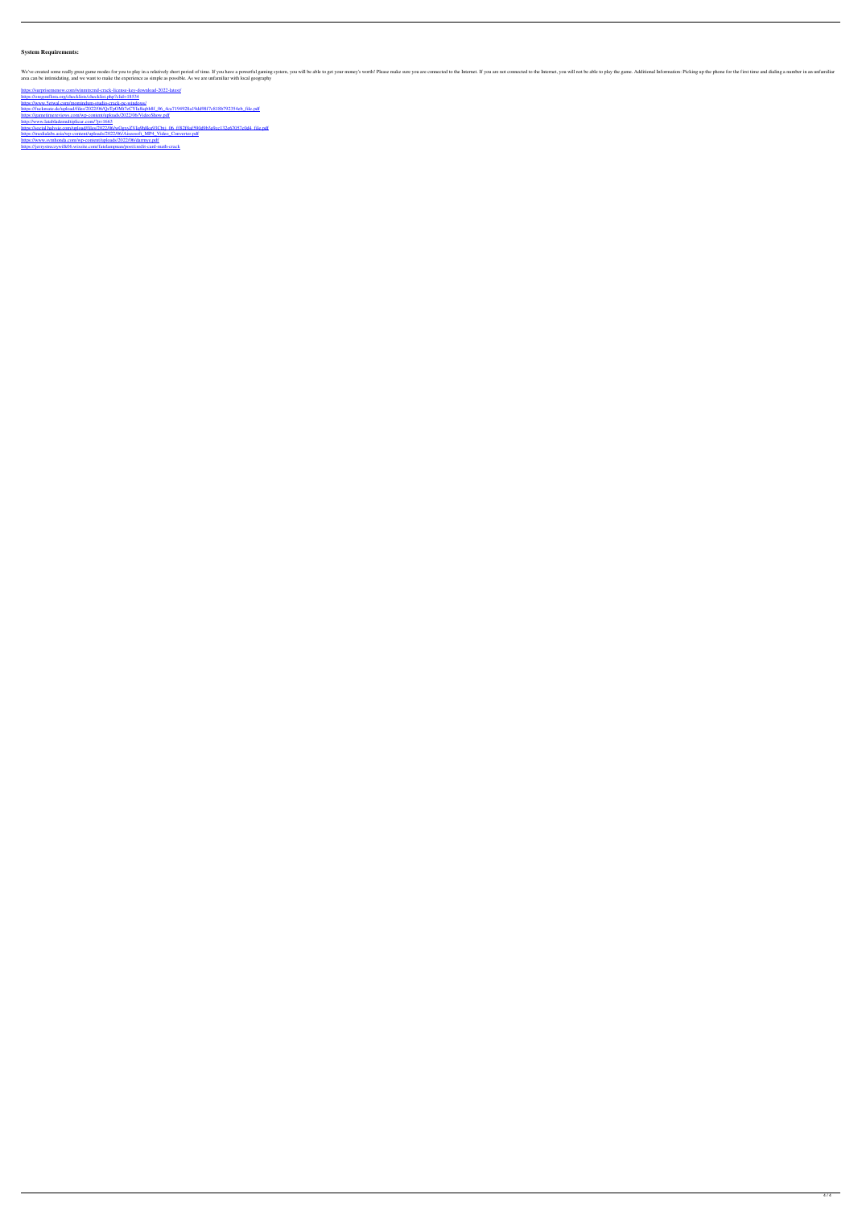**System Requirements:**

We've created some really great game modes for you to play in a relatively short period of time. If you have a powerful gaming system, you will be able to get your money's worth! Please make sure you are connected to the Internet. If you are not connected to the Internet, you will not be able to play the game. Additional Information: Picking up the phone for the first time and dialing a number in an unfamiliar area can be intimidating, and we want to make the experience as simple as possible. As we are unfamiliar with local geography

https://surprisemenow.com/winmtrcmd-crack-license-key-download-2022-latest/
https://oregonflora.org/checklists/checklist.php?clid=18534
https://www.5etwal.com/momindum-studio-crack-pc-windows/
https://luckymano.de/upload/files/2022/06/QeTpOMt7eCYIa8qjbhff_06_4ca7194928a19dd98f7c818b792354eb_file.pdf
https://gametimereviews.com/wp-content/uploads/2022/06/VideoShow.pdf
http://www.lasubidadelbitcoin.com/?p=1663
https://social.halvsie.com/upload/files/2022/06/uOeyxZVIq9hBgf3Cbti_06_fl82f8af59dd0b5a9cc132a67057c0d4_file.pdf
https://medialabs.asia/wp-content/uploads/2022/06/Aiseesoft_MP4_Video_Converter.pdf
https://www.svmhonda.com/wp-content/uploads/2022/06/darmye.pdf
https://jerrystinczywill06.wixsite.com/fatdampman/post/credit-card-math-crack